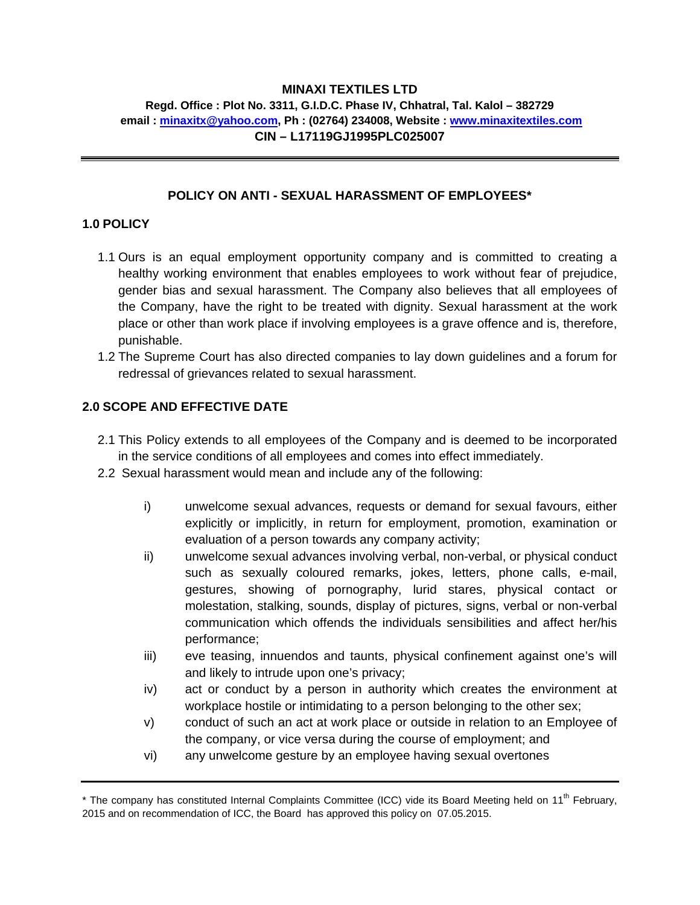**MINAXI TEXTILES LTD**

**Regd. Office : Plot No. 3311, G.I.D.C. Phase IV, Chhatral, Tal. Kalol – 382729**

**email : minaxitx@yahoo.com, Ph : (02764) 234008, Website : www.minaxitextiles.com**

**CIN – L17119GJ1995PLC025007**

---

## POLICY ON ANTI - SEXUAL HARASSMENT OF EMPLOYEES*

### 1.0 POLICY

1.1 Ours is an equal employment opportunity company and is committed to creating a healthy working environment that enables employees to work without fear of prejudice, gender bias and sexual harassment. The Company also believes that all employees of the Company, have the right to be treated with dignity. Sexual harassment at the work place or other than work place if involving employees is a grave offence and is, therefore, punishable.

1.2 The Supreme Court has also directed companies to lay down guidelines and a forum for redressal of grievances related to sexual harassment.

### 2.0 SCOPE AND EFFECTIVE DATE

2.1 This Policy extends to all employees of the Company and is deemed to be incorporated in the service conditions of all employees and comes into effect immediately.

2.2 Sexual harassment would mean and include any of the following:

- i) unwelcome sexual advances, requests or demand for sexual favours, either explicitly or implicitly, in return for employment, promotion, examination or evaluation of a person towards any company activity;
- ii) unwelcome sexual advances involving verbal, non-verbal, or physical conduct such as sexually coloured remarks, jokes, letters, phone calls, e-mail, gestures, showing of pornography, lurid stares, physical contact or molestation, stalking, sounds, display of pictures, signs, verbal or non-verbal communication which offends the individuals sensibilities and affect her/his performance;
- iii) eve teasing, innuendos and taunts, physical confinement against one's will and likely to intrude upon one's privacy;
- iv) act or conduct by a person in authority which creates the environment at workplace hostile or intimidating to a person belonging to the other sex;
- v) conduct of such an act at work place or outside in relation to an Employee of the company, or vice versa during the course of employment; and
- vi) any unwelcome gesture by an employee having sexual overtones

---

* The company has constituted Internal Complaints Committee (ICC) vide its Board Meeting held on 11th February, 2015 and on recommendation of ICC, the Board has approved this policy on 07.05.2015.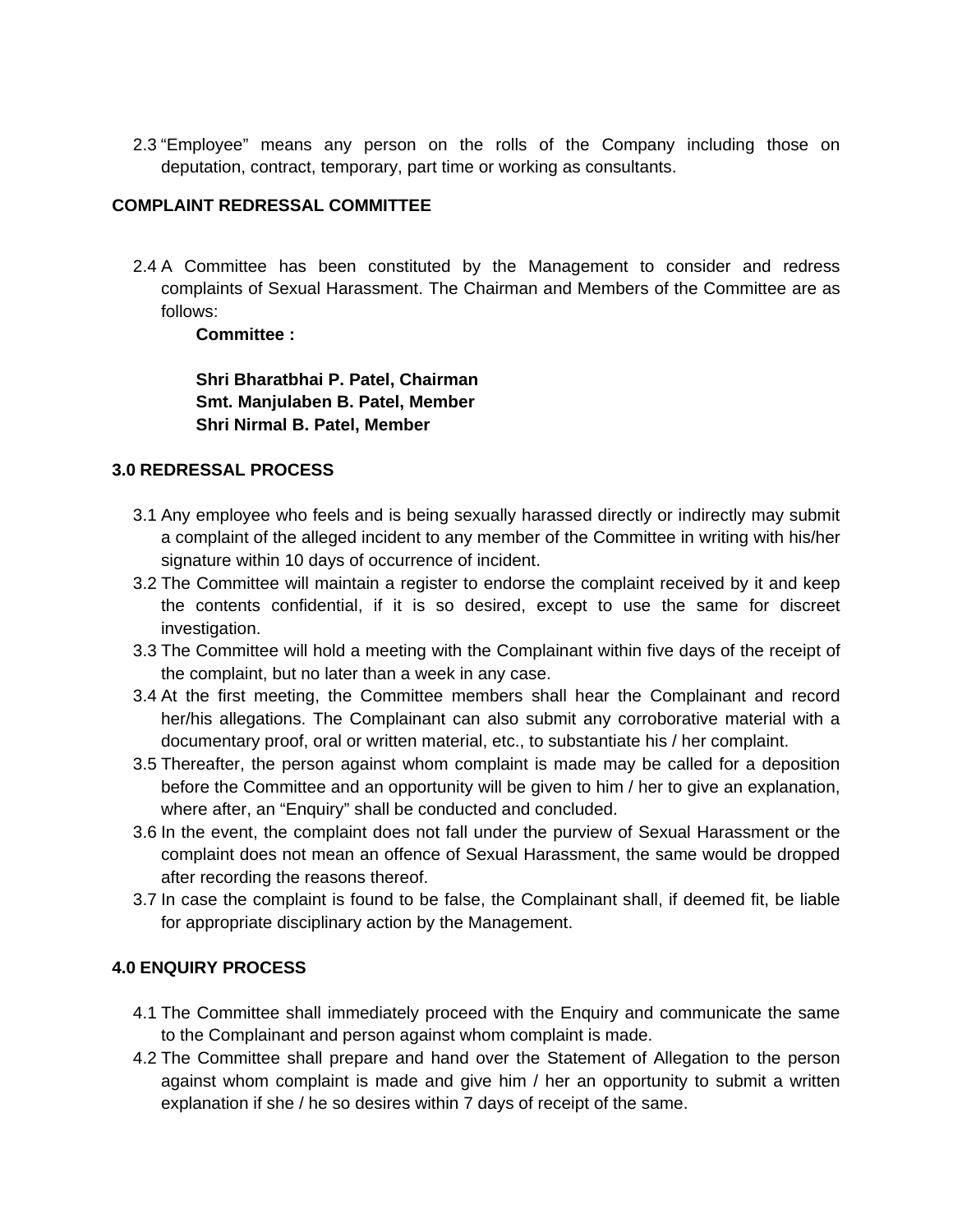2.3 "Employee" means any person on the rolls of the Company including those on deputation, contract, temporary, part time or working as consultants.

**COMPLAINT REDRESSAL COMMITTEE**

2.4 A Committee has been constituted by the Management to consider and redress complaints of Sexual Harassment. The Chairman and Members of the Committee are as follows:

**Committee :**

**Shri Bharatbhai P. Patel, Chairman**
**Smt. Manjulaben B. Patel, Member**
**Shri Nirmal B. Patel, Member**

## 3.0 REDRESSAL PROCESS

3.1 Any employee who feels and is being sexually harassed directly or indirectly may submit a complaint of the alleged incident to any member of the Committee in writing with his/her signature within 10 days of occurrence of incident.

3.2 The Committee will maintain a register to endorse the complaint received by it and keep the contents confidential, if it is so desired, except to use the same for discreet investigation.

3.3 The Committee will hold a meeting with the Complainant within five days of the receipt of the complaint, but no later than a week in any case.

3.4 At the first meeting, the Committee members shall hear the Complainant and record her/his allegations. The Complainant can also submit any corroborative material with a documentary proof, oral or written material, etc., to substantiate his / her complaint.

3.5 Thereafter, the person against whom complaint is made may be called for a deposition before the Committee and an opportunity will be given to him / her to give an explanation, where after, an "Enquiry" shall be conducted and concluded.

3.6 In the event, the complaint does not fall under the purview of Sexual Harassment or the complaint does not mean an offence of Sexual Harassment, the same would be dropped after recording the reasons thereof.

3.7 In case the complaint is found to be false, the Complainant shall, if deemed fit, be liable for appropriate disciplinary action by the Management.

## 4.0 ENQUIRY PROCESS

4.1 The Committee shall immediately proceed with the Enquiry and communicate the same to the Complainant and person against whom complaint is made.

4.2 The Committee shall prepare and hand over the Statement of Allegation to the person against whom complaint is made and give him / her an opportunity to submit a written explanation if she / he so desires within 7 days of receipt of the same.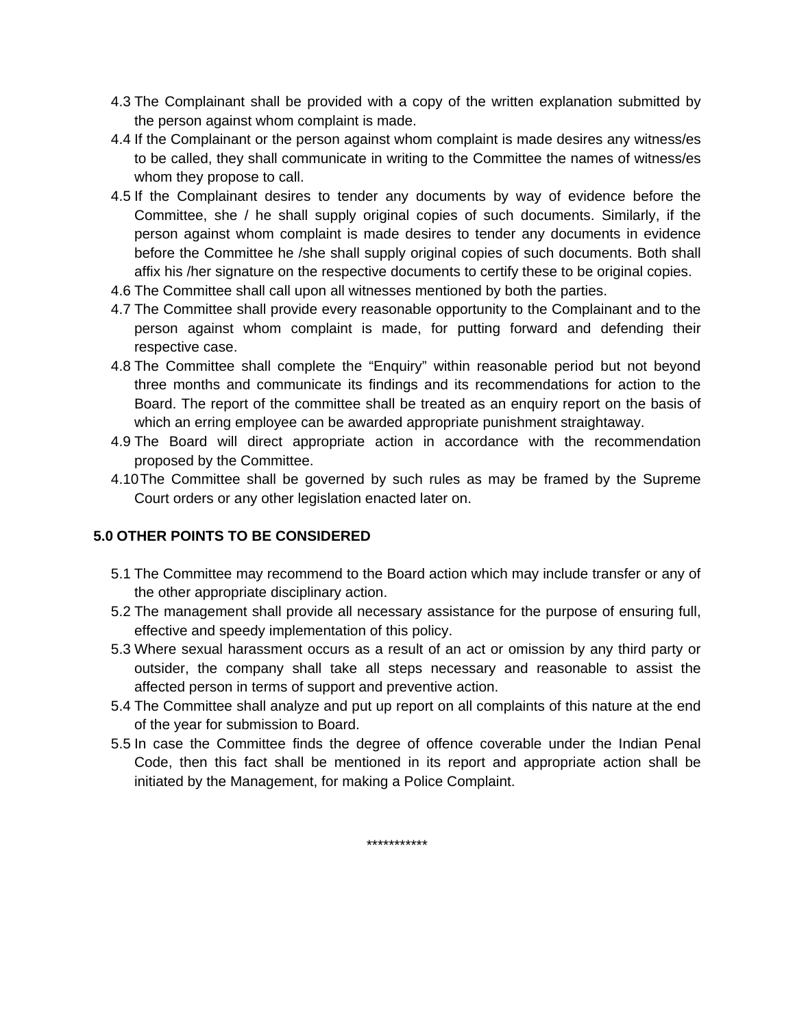4.3 The Complainant shall be provided with a copy of the written explanation submitted by the person against whom complaint is made.

4.4 If the Complainant or the person against whom complaint is made desires any witness/es to be called, they shall communicate in writing to the Committee the names of witness/es whom they propose to call.

4.5 If the Complainant desires to tender any documents by way of evidence before the Committee, she / he shall supply original copies of such documents. Similarly, if the person against whom complaint is made desires to tender any documents in evidence before the Committee he /she shall supply original copies of such documents. Both shall affix his /her signature on the respective documents to certify these to be original copies.

4.6 The Committee shall call upon all witnesses mentioned by both the parties.

4.7 The Committee shall provide every reasonable opportunity to the Complainant and to the person against whom complaint is made, for putting forward and defending their respective case.

4.8 The Committee shall complete the "Enquiry" within reasonable period but not beyond three months and communicate its findings and its recommendations for action to the Board. The report of the committee shall be treated as an enquiry report on the basis of which an erring employee can be awarded appropriate punishment straightaway.

4.9 The Board will direct appropriate action in accordance with the recommendation proposed by the Committee.

4.10 The Committee shall be governed by such rules as may be framed by the Supreme Court orders or any other legislation enacted later on.

## 5.0 OTHER POINTS TO BE CONSIDERED

5.1 The Committee may recommend to the Board action which may include transfer or any of the other appropriate disciplinary action.

5.2 The management shall provide all necessary assistance for the purpose of ensuring full, effective and speedy implementation of this policy.

5.3 Where sexual harassment occurs as a result of an act or omission by any third party or outsider, the company shall take all steps necessary and reasonable to assist the affected person in terms of support and preventive action.

5.4 The Committee shall analyze and put up report on all complaints of this nature at the end of the year for submission to Board.

5.5 In case the Committee finds the degree of offence coverable under the Indian Penal Code, then this fact shall be mentioned in its report and appropriate action shall be initiated by the Management, for making a Police Complaint.

***********